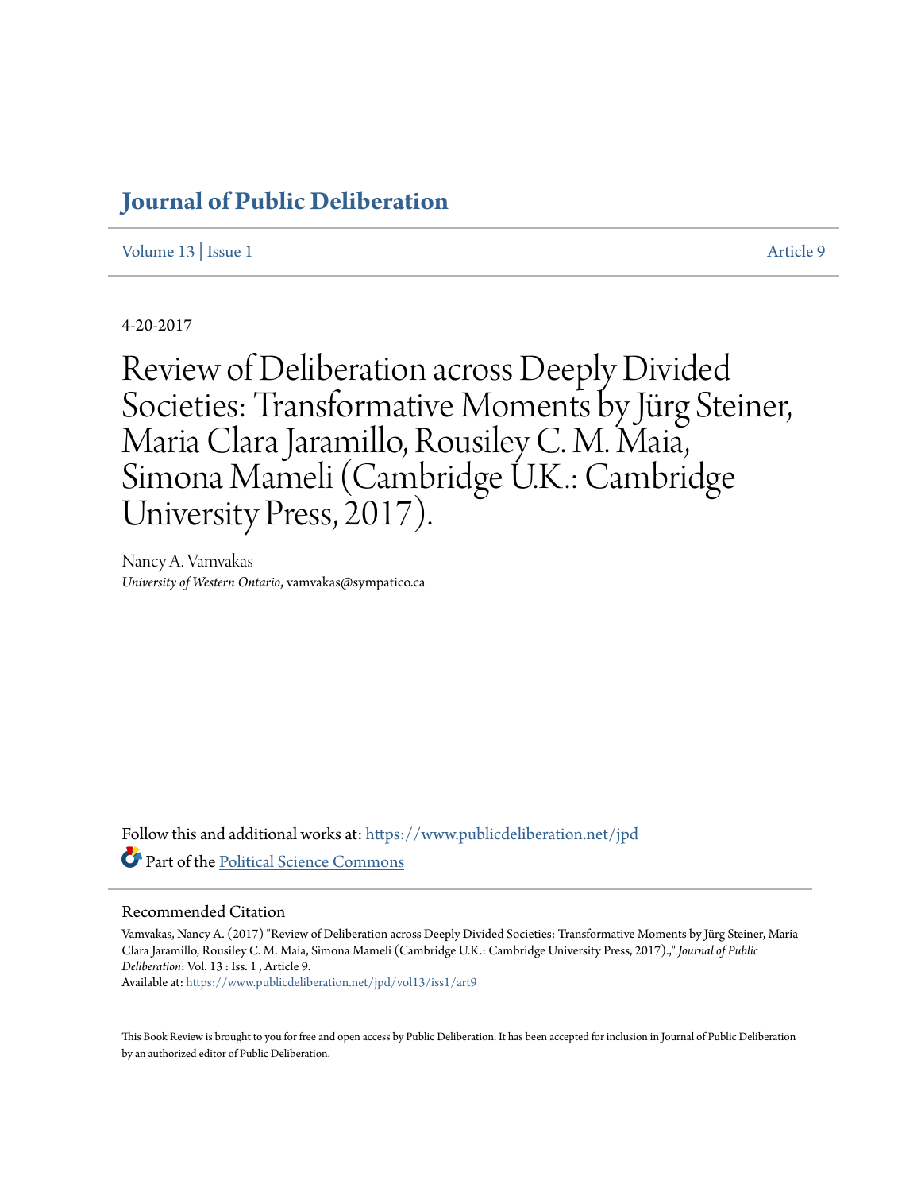# Journal of Public Deliberation

Volume 13 | Issue 1 Article 9

4-20-2017

# Review of Deliberation across Deeply Divided Societies: Transformative Moments by Jürg Steiner, Maria Clara Jaramillo, Rousiley C. M. Maia, Simona Mameli (Cambridge U.K.: Cambridge University Press, 2017).

Nancy A. Vamvakas
*University of Western Ontario*, vamvakas@sympatico.ca

Follow this and additional works at: https://www.publicdeliberation.net/jpd

Part of the Political Science Commons

## Recommended Citation

Vamvakas, Nancy A. (2017) "Review of Deliberation across Deeply Divided Societies: Transformative Moments by Jürg Steiner, Maria Clara Jaramillo, Rousiley C. M. Maia, Simona Mameli (Cambridge U.K.: Cambridge University Press, 2017).," *Journal of Public Deliberation*: Vol. 13 : Iss. 1 , Article 9.
Available at: https://www.publicdeliberation.net/jpd/vol13/iss1/art9

This Book Review is brought to you for free and open access by Public Deliberation. It has been accepted for inclusion in Journal of Public Deliberation by an authorized editor of Public Deliberation.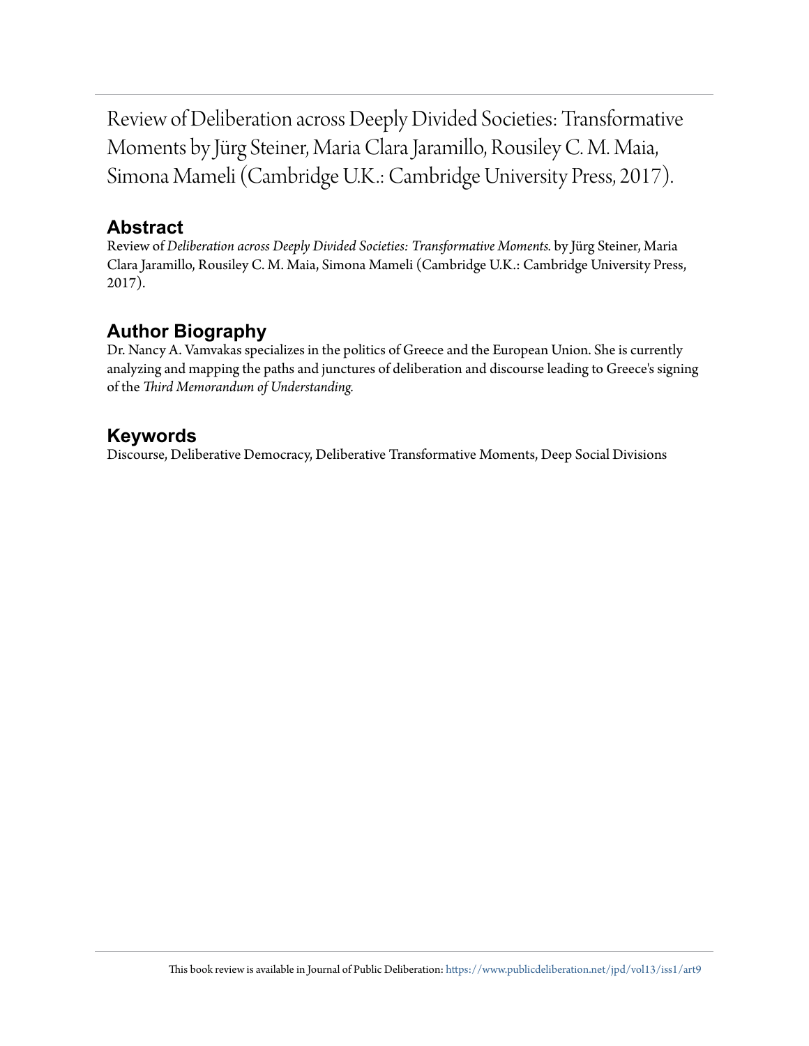# Review of Deliberation across Deeply Divided Societies: Transformative Moments by Jürg Steiner, Maria Clara Jaramillo, Rousiley C. M. Maia, Simona Mameli (Cambridge U.K.: Cambridge University Press, 2017).

## Abstract

Review of *Deliberation across Deeply Divided Societies: Transformative Moments.* by Jürg Steiner, Maria Clara Jaramillo, Rousiley C. M. Maia, Simona Mameli (Cambridge U.K.: Cambridge University Press, 2017).

## Author Biography

Dr. Nancy A. Vamvakas specializes in the politics of Greece and the European Union. She is currently analyzing and mapping the paths and junctures of deliberation and discourse leading to Greece's signing of the *Third Memorandum of Understanding.*

## Keywords

Discourse, Deliberative Democracy, Deliberative Transformative Moments, Deep Social Divisions

This book review is available in Journal of Public Deliberation: https://www.publicdeliberation.net/jpd/vol13/iss1/art9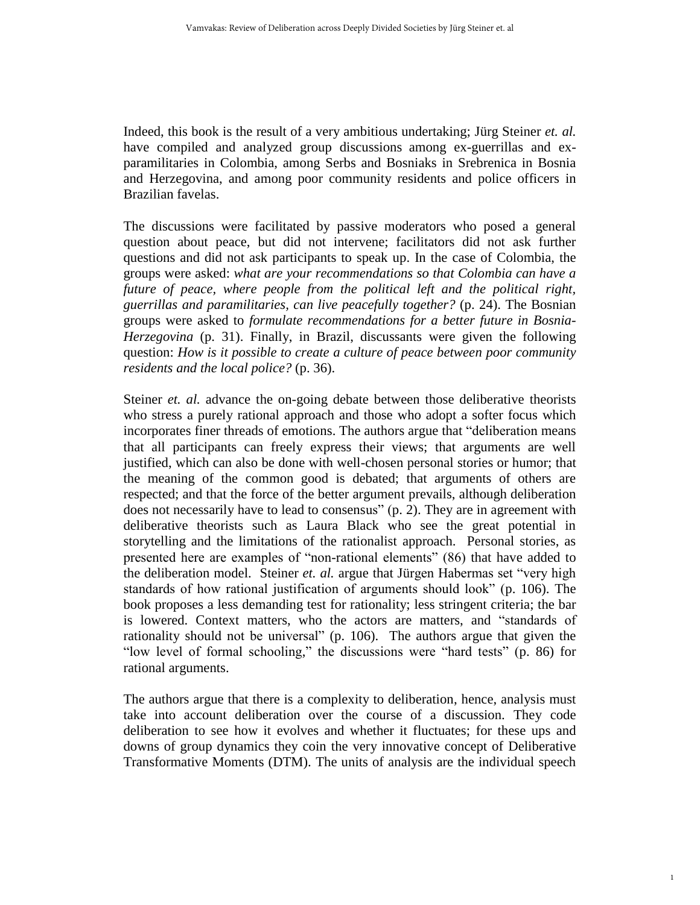Indeed, this book is the result of a very ambitious undertaking; Jürg Steiner *et. al.* have compiled and analyzed group discussions among ex-guerrillas and ex-paramilitaries in Colombia, among Serbs and Bosniaks in Srebrenica in Bosnia and Herzegovina, and among poor community residents and police officers in Brazilian favelas.

The discussions were facilitated by passive moderators who posed a general question about peace, but did not intervene; facilitators did not ask further questions and did not ask participants to speak up. In the case of Colombia, the groups were asked: *what are your recommendations so that Colombia can have a future of peace, where people from the political left and the political right, guerrillas and paramilitaries, can live peacefully together?* (p. 24). The Bosnian groups were asked to *formulate recommendations for a better future in Bosnia-Herzegovina* (p. 31). Finally, in Brazil, discussants were given the following question: *How is it possible to create a culture of peace between poor community residents and the local police?* (p. 36).

Steiner *et. al.* advance the on-going debate between those deliberative theorists who stress a purely rational approach and those who adopt a softer focus which incorporates finer threads of emotions. The authors argue that "deliberation means that all participants can freely express their views; that arguments are well justified, which can also be done with well-chosen personal stories or humor; that the meaning of the common good is debated; that arguments of others are respected; and that the force of the better argument prevails, although deliberation does not necessarily have to lead to consensus" (p. 2). They are in agreement with deliberative theorists such as Laura Black who see the great potential in storytelling and the limitations of the rationalist approach. Personal stories, as presented here are examples of "non-rational elements" (86) that have added to the deliberation model. Steiner *et. al.* argue that Jürgen Habermas set "very high standards of how rational justification of arguments should look" (p. 106). The book proposes a less demanding test for rationality; less stringent criteria; the bar is lowered. Context matters, who the actors are matters, and "standards of rationality should not be universal" (p. 106). The authors argue that given the "low level of formal schooling," the discussions were "hard tests" (p. 86) for rational arguments.

The authors argue that there is a complexity to deliberation, hence, analysis must take into account deliberation over the course of a discussion. They code deliberation to see how it evolves and whether it fluctuates; for these ups and downs of group dynamics they coin the very innovative concept of Deliberative Transformative Moments (DTM). The units of analysis are the individual speech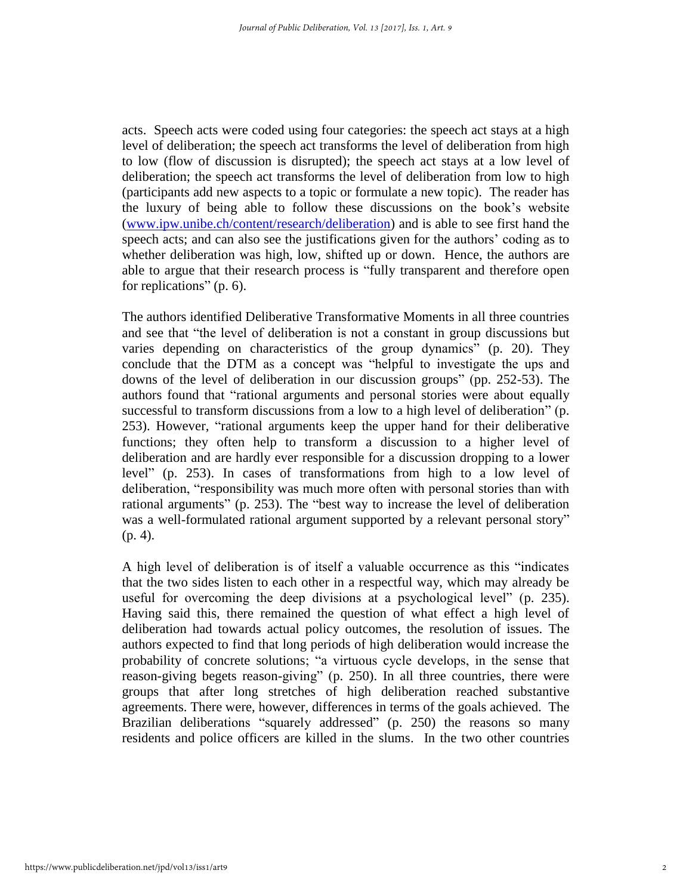acts. Speech acts were coded using four categories: the speech act stays at a high level of deliberation; the speech act transforms the level of deliberation from high to low (flow of discussion is disrupted); the speech act stays at a low level of deliberation; the speech act transforms the level of deliberation from low to high (participants add new aspects to a topic or formulate a new topic). The reader has the luxury of being able to follow these discussions on the book's website ([www.ipw.unibe.ch/content/research/deliberation](www.ipw.unibe.ch/content/research/deliberation)) and is able to see first hand the speech acts; and can also see the justifications given for the authors' coding as to whether deliberation was high, low, shifted up or down. Hence, the authors are able to argue that their research process is "fully transparent and therefore open for replications" (p. 6).

The authors identified Deliberative Transformative Moments in all three countries and see that "the level of deliberation is not a constant in group discussions but varies depending on characteristics of the group dynamics" (p. 20). They conclude that the DTM as a concept was "helpful to investigate the ups and downs of the level of deliberation in our discussion groups" (pp. 252-53). The authors found that "rational arguments and personal stories were about equally successful to transform discussions from a low to a high level of deliberation" (p. 253). However, "rational arguments keep the upper hand for their deliberative functions; they often help to transform a discussion to a higher level of deliberation and are hardly ever responsible for a discussion dropping to a lower level" (p. 253). In cases of transformations from high to a low level of deliberation, "responsibility was much more often with personal stories than with rational arguments" (p. 253). The "best way to increase the level of deliberation was a well-formulated rational argument supported by a relevant personal story" (p. 4).

A high level of deliberation is of itself a valuable occurrence as this "indicates that the two sides listen to each other in a respectful way, which may already be useful for overcoming the deep divisions at a psychological level" (p. 235). Having said this, there remained the question of what effect a high level of deliberation had towards actual policy outcomes, the resolution of issues. The authors expected to find that long periods of high deliberation would increase the probability of concrete solutions; "a virtuous cycle develops, in the sense that reason-giving begets reason-giving" (p. 250). In all three countries, there were groups that after long stretches of high deliberation reached substantive agreements. There were, however, differences in terms of the goals achieved. The Brazilian deliberations "squarely addressed" (p. 250) the reasons so many residents and police officers are killed in the slums. In the two other countries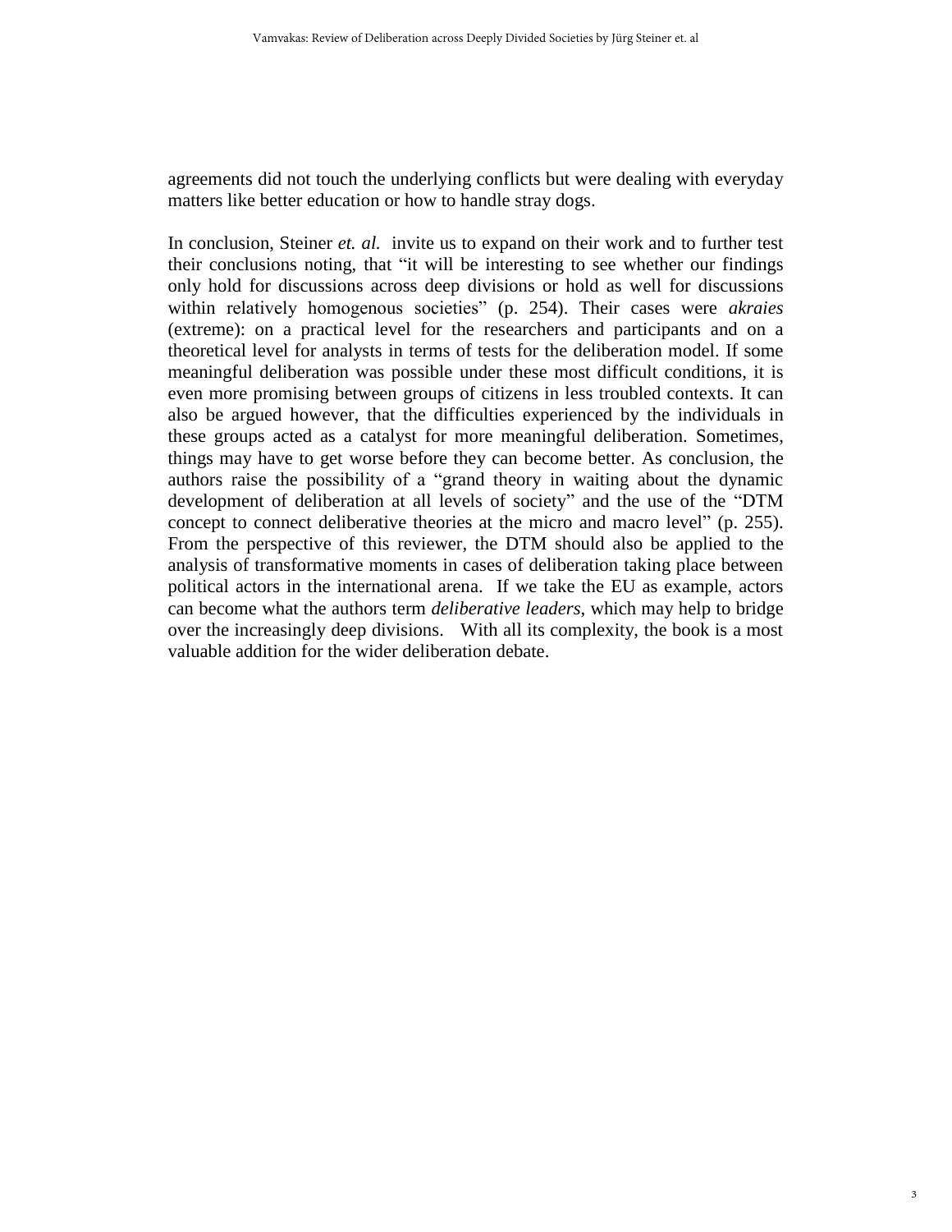agreements did not touch the underlying conflicts but were dealing with everyday matters like better education or how to handle stray dogs.

In conclusion, Steiner *et. al.* invite us to expand on their work and to further test their conclusions noting, that "it will be interesting to see whether our findings only hold for discussions across deep divisions or hold as well for discussions within relatively homogenous societies" (p. 254). Their cases were *akraies* (extreme): on a practical level for the researchers and participants and on a theoretical level for analysts in terms of tests for the deliberation model. If some meaningful deliberation was possible under these most difficult conditions, it is even more promising between groups of citizens in less troubled contexts. It can also be argued however, that the difficulties experienced by the individuals in these groups acted as a catalyst for more meaningful deliberation. Sometimes, things may have to get worse before they can become better. As conclusion, the authors raise the possibility of a "grand theory in waiting about the dynamic development of deliberation at all levels of society" and the use of the "DTM concept to connect deliberative theories at the micro and macro level" (p. 255). From the perspective of this reviewer, the DTM should also be applied to the analysis of transformative moments in cases of deliberation taking place between political actors in the international arena. If we take the EU as example, actors can become what the authors term *deliberative leaders*, which may help to bridge over the increasingly deep divisions. With all its complexity, the book is a most valuable addition for the wider deliberation debate.